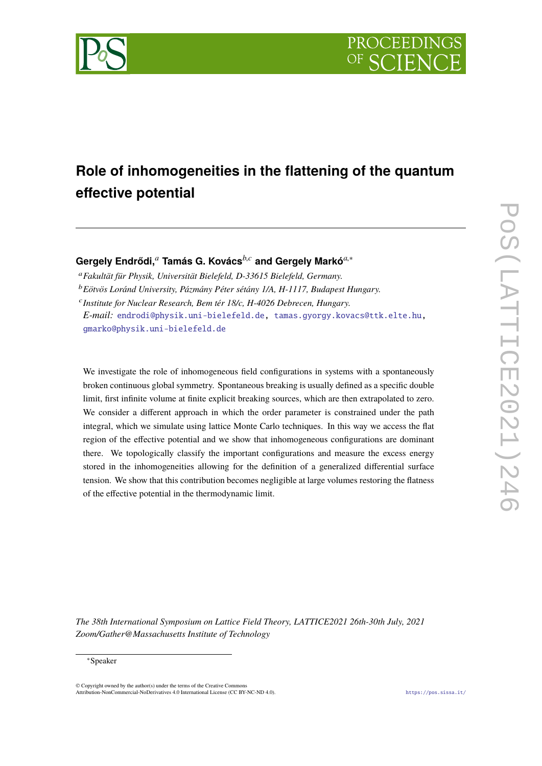# Role of inhomogeneities in the flattening of the quantum effective potential

**Gergely Endrődi,**[a] **Tamás G. Kovács**[b,c] **and Gergely Markó**[a,*]

[a] *Fakultät für Physik, Universität Bielefeld, D-33615 Bielefeld, Germany.*

[b] *Eötvös Loránd University, Pázmány Péter sétány 1/A, H-1117, Budapest Hungary.*

[c] *Institute for Nuclear Research, Bem tér 18/c, H-4026 Debrecen, Hungary.*

*E-mail:* endrodi@physik.uni-bielefeld.de, tamas.gyorgy.kovacs@ttk.elte.hu, gmarko@physik.uni-bielefeld.de

We investigate the role of inhomogeneous field configurations in systems with a spontaneously broken continuous global symmetry. Spontaneous breaking is usually defined as a specific double limit, first infinite volume at finite explicit breaking sources, which are then extrapolated to zero. We consider a different approach in which the order parameter is constrained under the path integral, which we simulate using lattice Monte Carlo techniques. In this way we access the flat region of the effective potential and we show that inhomogeneous configurations are dominant there. We topologically classify the important configurations and measure the excess energy stored in the inhomogeneities allowing for the definition of a generalized differential surface tension. We show that this contribution becomes negligible at large volumes restoring the flatness of the effective potential in the thermodynamic limit.

*The 38th International Symposium on Lattice Field Theory, LATTICE2021 26th-30th July, 2021 Zoom/Gather@Massachusetts Institute of Technology*

[*] Speaker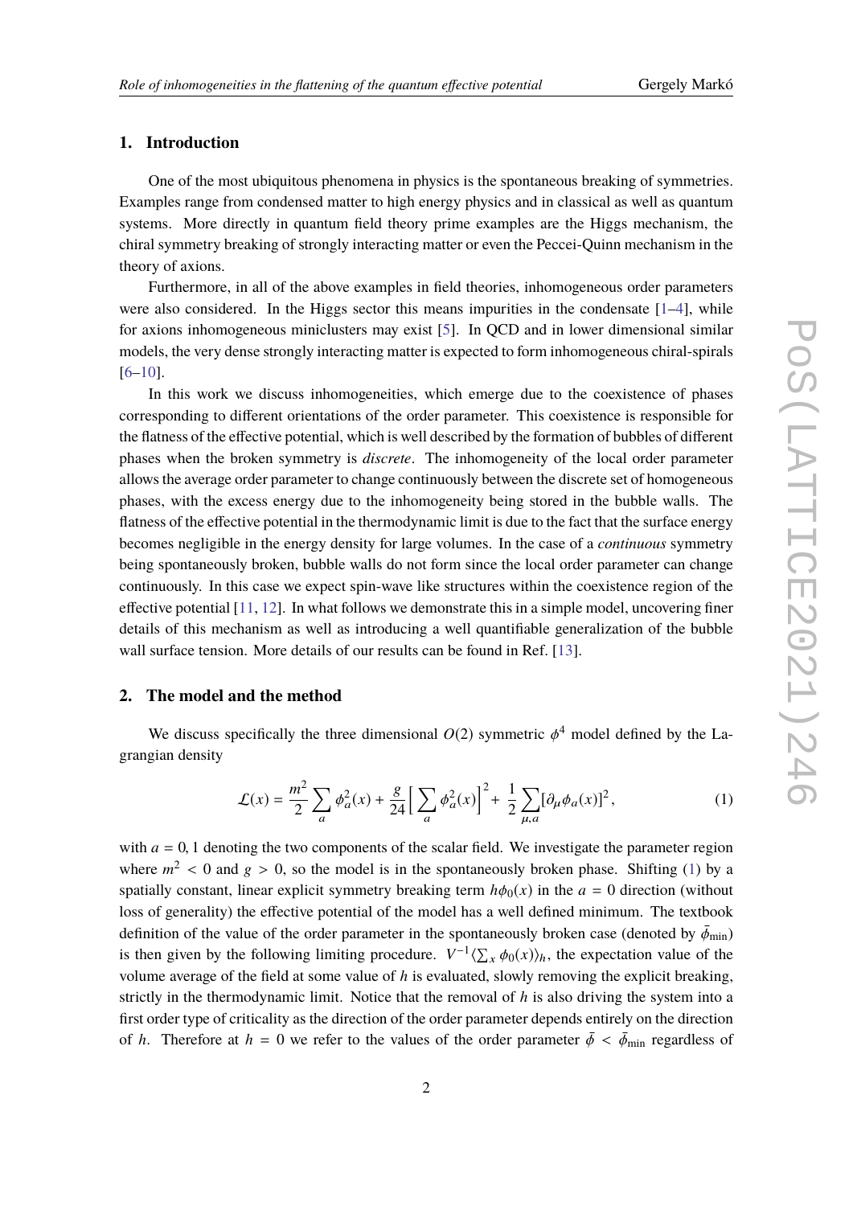## 1. Introduction

One of the most ubiquitous phenomena in physics is the spontaneous breaking of symmetries. Examples range from condensed matter to high energy physics and in classical as well as quantum systems. More directly in quantum field theory prime examples are the Higgs mechanism, the chiral symmetry breaking of strongly interacting matter or even the Peccei-Quinn mechanism in the theory of axions.

Furthermore, in all of the above examples in field theories, inhomogeneous order parameters were also considered. In the Higgs sector this means impurities in the condensate [1–4], while for axions inhomogeneous miniclusters may exist [5]. In QCD and in lower dimensional similar models, the very dense strongly interacting matter is expected to form inhomogeneous chiral-spirals [6–10].

In this work we discuss inhomogeneities, which emerge due to the coexistence of phases corresponding to different orientations of the order parameter. This coexistence is responsible for the flatness of the effective potential, which is well described by the formation of bubbles of different phases when the broken symmetry is *discrete*. The inhomogeneity of the local order parameter allows the average order parameter to change continuously between the discrete set of homogeneous phases, with the excess energy due to the inhomogeneity being stored in the bubble walls. The flatness of the effective potential in the thermodynamic limit is due to the fact that the surface energy becomes negligible in the energy density for large volumes. In the case of a *continuous* symmetry being spontaneously broken, bubble walls do not form since the local order parameter can change continuously. In this case we expect spin-wave like structures within the coexistence region of the effective potential [11, 12]. In what follows we demonstrate this in a simple model, uncovering finer details of this mechanism as well as introducing a well quantifiable generalization of the bubble wall surface tension. More details of our results can be found in Ref. [13].

## 2. The model and the method

We discuss specifically the three dimensional $O(2)$ symmetric $\phi^4$ model defined by the Lagrangian density

$$\mathcal{L}(x) = \frac{m^2}{2}\sum_a \phi_a^2(x) + \frac{g}{24}\Big[\sum_a \phi_a^2(x)\Big]^2 + \frac{1}{2}\sum_{\mu,a}[\partial_\mu \phi_a(x)]^2, \tag{1}$$

with $a = 0, 1$ denoting the two components of the scalar field. We investigate the parameter region where $m^2 < 0$ and $g > 0$, so the model is in the spontaneously broken phase. Shifting (1) by a spatially constant, linear explicit symmetry breaking term $h\phi_0(x)$ in the $a = 0$ direction (without loss of generality) the effective potential of the model has a well defined minimum. The textbook definition of the value of the order parameter in the spontaneously broken case (denoted by $\bar{\phi}_{\rm min}$) is then given by the following limiting procedure. $V^{-1}\langle\sum_x \phi_0(x)\rangle_h$, the expectation value of the volume average of the field at some value of $h$ is evaluated, slowly removing the explicit breaking, strictly in the thermodynamic limit. Notice that the removal of $h$ is also driving the system into a first order type of criticality as the direction of the order parameter depends entirely on the direction of $h$. Therefore at $h = 0$ we refer to the values of the order parameter $\bar{\phi} < \bar{\phi}_{\rm min}$ regardless of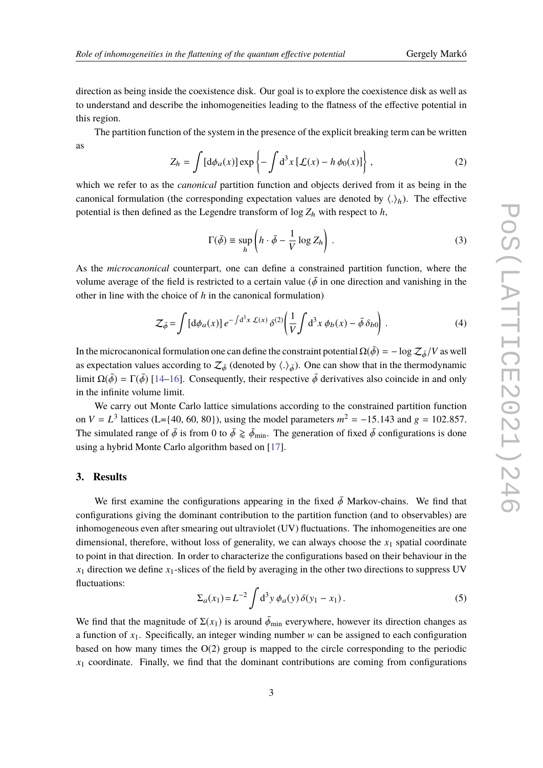direction as being inside the coexistence disk. Our goal is to explore the coexistence disk as well as to understand and describe the inhomogeneities leading to the flatness of the effective potential in this region.

The partition function of the system in the presence of the explicit breaking term can be written as

$$Z_h = \int [\mathrm{d}\phi_a(x)] \exp\left\{ -\int \mathrm{d}^3 x \left[ \mathcal{L}(x) - h\,\phi_0(x) \right] \right\}, \tag{2}$$

which we refer to as the *canonical* partition function and objects derived from it as being in the canonical formulation (the corresponding expectation values are denoted by $\langle . \rangle_h$). The effective potential is then defined as the Legendre transform of $\log Z_h$ with respect to $h$,

$$\Gamma(\bar{\phi}) \equiv \sup_h \left( h \cdot \bar{\phi} - \frac{1}{V} \log Z_h \right). \tag{3}$$

As the *microcanonical* counterpart, one can define a constrained partition function, where the volume average of the field is restricted to a certain value ($\bar{\phi}$ in one direction and vanishing in the other in line with the choice of $h$ in the canonical formulation)

$$\mathcal{Z}_{\bar{\phi}} = \int [\mathrm{d}\phi_a(x)]\, e^{-\int \mathrm{d}^3 x\, \mathcal{L}(x)}\, \delta^{(2)}\!\left( \frac{1}{V} \int \mathrm{d}^3 x\, \phi_b(x) - \bar{\phi}\, \delta_{b0} \right). \tag{4}$$

In the microcanonical formulation one can define the constraint potential $\Omega(\bar{\phi}) = -\log \mathcal{Z}_{\bar{\phi}}/V$ as well as expectation values according to $\mathcal{Z}_{\bar{\phi}}$ (denoted by $\langle . \rangle_{\bar{\phi}}$). One can show that in the thermodynamic limit $\Omega(\bar{\phi}) = \Gamma(\bar{\phi})$ [14–16]. Consequently, their respective $\bar{\phi}$ derivatives also coincide in and only in the infinite volume limit.

We carry out Monte Carlo lattice simulations according to the constrained partition function on $V = L^3$ lattices (L={40, 60, 80}), using the model parameters $m^2 = -15.143$ and $g = 102.857$. The simulated range of $\bar{\phi}$ is from 0 to $\bar{\phi} \gtrapprox \bar{\phi}_{\text{min}}$. The generation of fixed $\bar{\phi}$ configurations is done using a hybrid Monte Carlo algorithm based on [17].

## 3. Results

We first examine the configurations appearing in the fixed $\bar{\phi}$ Markov-chains. We find that configurations giving the dominant contribution to the partition function (and to observables) are inhomogeneous even after smearing out ultraviolet (UV) fluctuations. The inhomogeneities are one dimensional, therefore, without loss of generality, we can always choose the $x_1$ spatial coordinate to point in that direction. In order to characterize the configurations based on their behaviour in the $x_1$ direction we define $x_1$-slices of the field by averaging in the other two directions to suppress UV fluctuations:

$$\Sigma_a(x_1) = L^{-2} \int \mathrm{d}^3 y\, \phi_a(y)\, \delta(y_1 - x_1). \tag{5}$$

We find that the magnitude of $\Sigma(x_1)$ is around $\bar{\phi}_{\text{min}}$ everywhere, however its direction changes as a function of $x_1$. Specifically, an integer winding number $w$ can be assigned to each configuration based on how many times the O(2) group is mapped to the circle corresponding to the periodic $x_1$ coordinate. Finally, we find that the dominant contributions are coming from configurations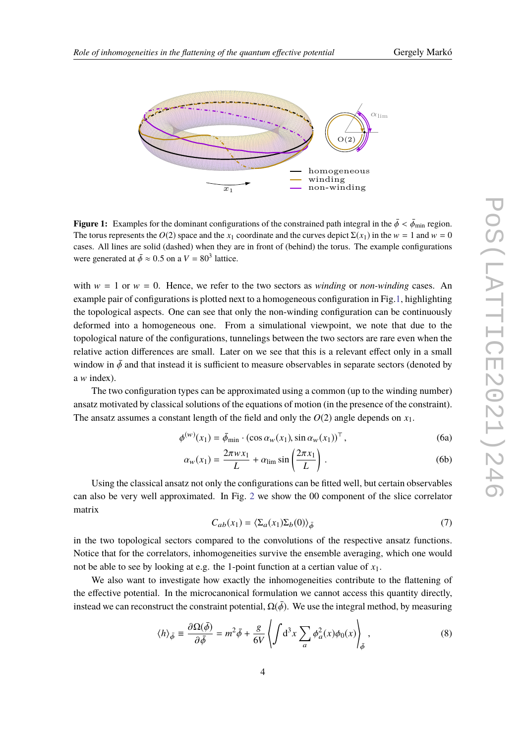**Figure 1:** Examples for the dominant configurations of the constrained path integral in the $\bar{\phi} < \bar{\phi}_{\rm min}$ region. The torus represents the $O(2)$ space and the $x_1$ coordinate and the curves depict $\Sigma(x_1)$ in the $w = 1$ and $w = 0$ cases. All lines are solid (dashed) when they are in front of (behind) the torus. The example configurations were generated at $\bar{\phi} \approx 0.5$ on a $V = 80^3$ lattice.

with $w = 1$ or $w = 0$. Hence, we refer to the two sectors as *winding* or *non-winding* cases. An example pair of configurations is plotted next to a homogeneous configuration in Fig.1, highlighting the topological aspects. One can see that only the non-winding configuration can be continuously deformed into a homogeneous one. From a simulational viewpoint, we note that due to the topological nature of the configurations, tunnelings between the two sectors are rare even when the relative action differences are small. Later on we see that this is a relevant effect only in a small window in $\bar{\phi}$ and that instead it is sufficient to measure observables in separate sectors (denoted by a $w$ index).

The two configuration types can be approximated using a common (up to the winding number) ansatz motivated by classical solutions of the equations of motion (in the presence of the constraint). The ansatz assumes a constant length of the field and only the $O(2)$ angle depends on $x_1$.

$$\phi^{(w)}(x_1) = \bar{\phi}_{\rm min} \cdot (\cos\alpha_w(x_1), \sin\alpha_w(x_1))^\top, \tag{6a}$$

$$\alpha_w(x_1) = \frac{2\pi w x_1}{L} + \alpha_{\rm lim} \sin\left(\frac{2\pi x_1}{L}\right). \tag{6b}$$

Using the classical ansatz not only the configurations can be fitted well, but certain observables can also be very well approximated. In Fig. 2 we show the 00 component of the slice correlator matrix

$$C_{ab}(x_1) = \langle \Sigma_a(x_1)\Sigma_b(0)\rangle_{\bar{\phi}} \tag{7}$$

in the two topological sectors compared to the convolutions of the respective ansatz functions. Notice that for the correlators, inhomogeneities survive the ensemble averaging, which one would not be able to see by looking at e.g. the 1-point function at a certian value of $x_1$.

We also want to investigate how exactly the inhomogeneities contribute to the flattening of the effective potential. In the microcanonical formulation we cannot access this quantity directly, instead we can reconstruct the constraint potential, $\Omega(\bar{\phi})$. We use the integral method, by measuring

$$\langle h\rangle_{\bar{\phi}} \equiv \frac{\partial\Omega(\bar{\phi})}{\partial\bar{\phi}} = m^2\bar{\phi} + \frac{g}{6V}\left\langle \int {\rm d}^3x \sum_a \phi_a^2(x)\phi_0(x)\right\rangle_{\bar{\phi}}, \tag{8}$$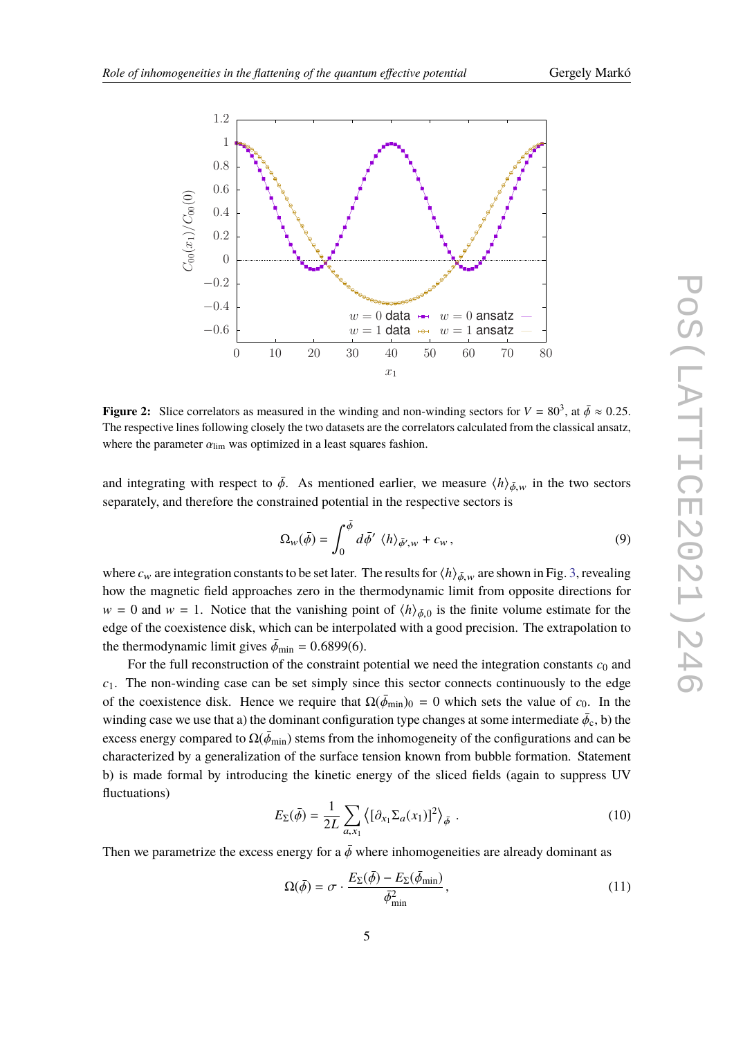**Figure 2:** Slice correlators as measured in the winding and non-winding sectors for $V = 80^3$, at $\bar{\phi} \approx 0.25$. The respective lines following closely the two datasets are the correlators calculated from the classical ansatz, where the parameter $\alpha_{\rm lim}$ was optimized in a least squares fashion.

and integrating with respect to $\bar{\phi}$. As mentioned earlier, we measure $\langle h \rangle_{\bar{\phi},w}$ in the two sectors separately, and therefore the constrained potential in the respective sectors is

$$\Omega_w(\bar{\phi}) = \int_0^{\bar{\phi}} d\bar{\phi}' \, \langle h \rangle_{\bar{\phi}',w} + c_w \,, \tag{9}$$

where $c_w$ are integration constants to be set later. The results for $\langle h \rangle_{\bar{\phi},w}$ are shown in Fig. 3, revealing how the magnetic field approaches zero in the thermodynamic limit from opposite directions for $w = 0$ and $w = 1$. Notice that the vanishing point of $\langle h \rangle_{\bar{\phi},0}$ is the finite volume estimate for the edge of the coexistence disk, which can be interpolated with a good precision. The extrapolation to the thermodynamic limit gives $\bar{\phi}_{\rm min} = 0.6899(6)$.

For the full reconstruction of the constraint potential we need the integration constants $c_0$ and $c_1$. The non-winding case can be set simply since this sector connects continuously to the edge of the coexistence disk. Hence we require that $\Omega(\bar{\phi}_{\rm min})_0 = 0$ which sets the value of $c_0$. In the winding case we use that a) the dominant configuration type changes at some intermediate $\bar{\phi}_{\rm c}$, b) the excess energy compared to $\Omega(\bar{\phi}_{\rm min})$ stems from the inhomogeneity of the configurations and can be characterized by a generalization of the surface tension known from bubble formation. Statement b) is made formal by introducing the kinetic energy of the sliced fields (again to suppress UV fluctuations)

$$E_\Sigma(\bar{\phi}) = \frac{1}{2L} \sum_{a,x_1} \left\langle [\partial_{x_1} \Sigma_a(x_1)]^2 \right\rangle_{\bar{\phi}} \,. \tag{10}$$

Then we parametrize the excess energy for a $\bar{\phi}$ where inhomogeneities are already dominant as

$$\Omega(\bar{\phi}) = \sigma \cdot \frac{E_\Sigma(\bar{\phi}) - E_\Sigma(\bar{\phi}_{\rm min})}{\bar{\phi}^2_{\rm min}}, \tag{11}$$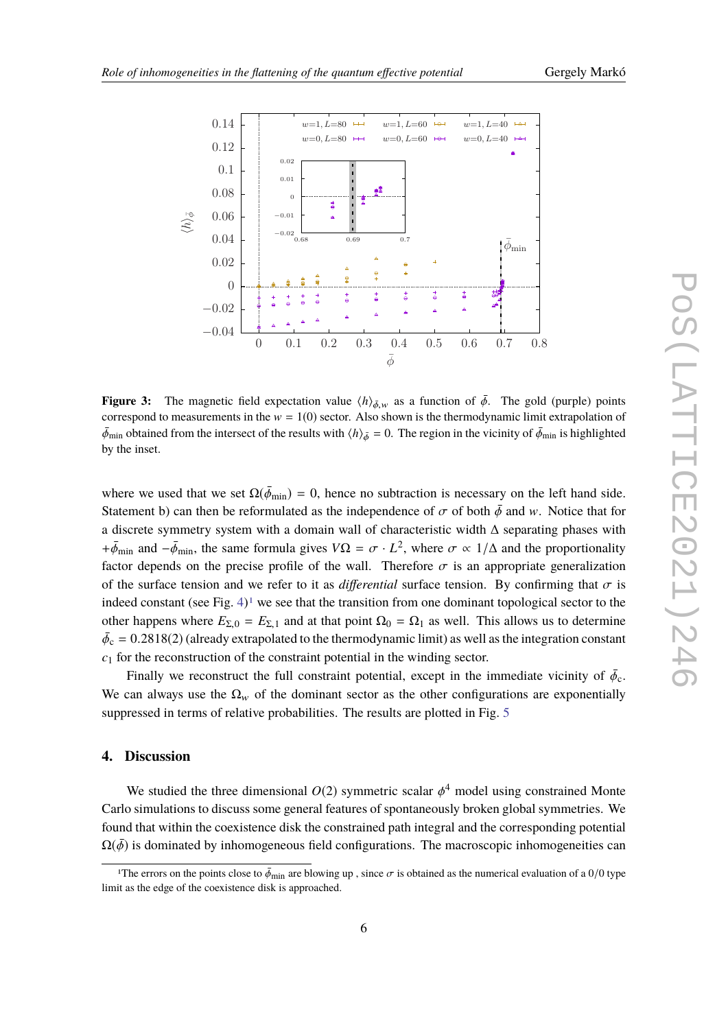**Figure 3:** The magnetic field expectation value $\langle h \rangle_{\bar{\phi},w}$ as a function of $\bar{\phi}$. The gold (purple) points correspond to measurements in the $w = 1(0)$ sector. Also shown is the thermodynamic limit extrapolation of $\bar{\phi}_{\text{min}}$ obtained from the intersect of the results with $\langle h \rangle_{\bar{\phi}} = 0$. The region in the vicinity of $\bar{\phi}_{\text{min}}$ is highlighted by the inset.

where we used that we set $\Omega(\bar{\phi}_{\text{min}}) = 0$, hence no subtraction is necessary on the left hand side. Statement b) can then be reformulated as the independence of $\sigma$ of both $\bar{\phi}$ and $w$. Notice that for a discrete symmetry system with a domain wall of characteristic width $\Delta$ separating phases with $+\bar{\phi}_{\text{min}}$ and $-\bar{\phi}_{\text{min}}$, the same formula gives $V\Omega = \sigma \cdot L^2$, where $\sigma \propto 1/\Delta$ and the proportionality factor depends on the precise profile of the wall. Therefore $\sigma$ is an appropriate generalization of the surface tension and we refer to it as *differential* surface tension. By confirming that $\sigma$ is indeed constant (see Fig. 4)[1] we see that the transition from one dominant topological sector to the other happens where $E_{\Sigma,0} = E_{\Sigma,1}$ and at that point $\Omega_0 = \Omega_1$ as well. This allows us to determine $\bar{\phi}_c = 0.2818(2)$ (already extrapolated to the thermodynamic limit) as well as the integration constant $c_1$ for the reconstruction of the constraint potential in the winding sector.

Finally we reconstruct the full constraint potential, except in the immediate vicinity of $\bar{\phi}_c$. We can always use the $\Omega_w$ of the dominant sector as the other configurations are exponentially suppressed in terms of relative probabilities. The results are plotted in Fig. 5

## 4. Discussion

We studied the three dimensional $O(2)$ symmetric scalar $\phi^4$ model using constrained Monte Carlo simulations to discuss some general features of spontaneously broken global symmetries. We found that within the coexistence disk the constrained path integral and the corresponding potential $\Omega(\bar{\phi})$ is dominated by inhomogeneous field configurations. The macroscopic inhomogeneities can

[1]The errors on the points close to $\bar{\phi}_{\text{min}}$ are blowing up , since $\sigma$ is obtained as the numerical evaluation of a $0/0$ type limit as the edge of the coexistence disk is approached.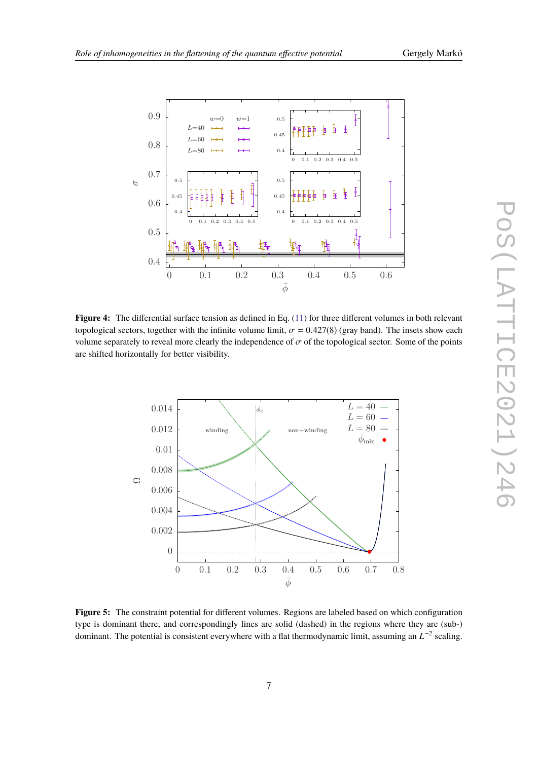**Figure 4:** The differential surface tension as defined in Eq. (11) for three different volumes in both relevant topological sectors, together with the infinite volume limit, $\sigma = 0.427(8)$ (gray band). The insets show each volume separately to reveal more clearly the independence of $\sigma$ of the topological sector. Some of the points are shifted horizontally for better visibility.

**Figure 5:** The constraint potential for different volumes. Regions are labeled based on which configuration type is dominant there, and correspondingly lines are solid (dashed) in the regions where they are (sub-) dominant. The potential is consistent everywhere with a flat thermodynamic limit, assuming an $L^{-2}$ scaling.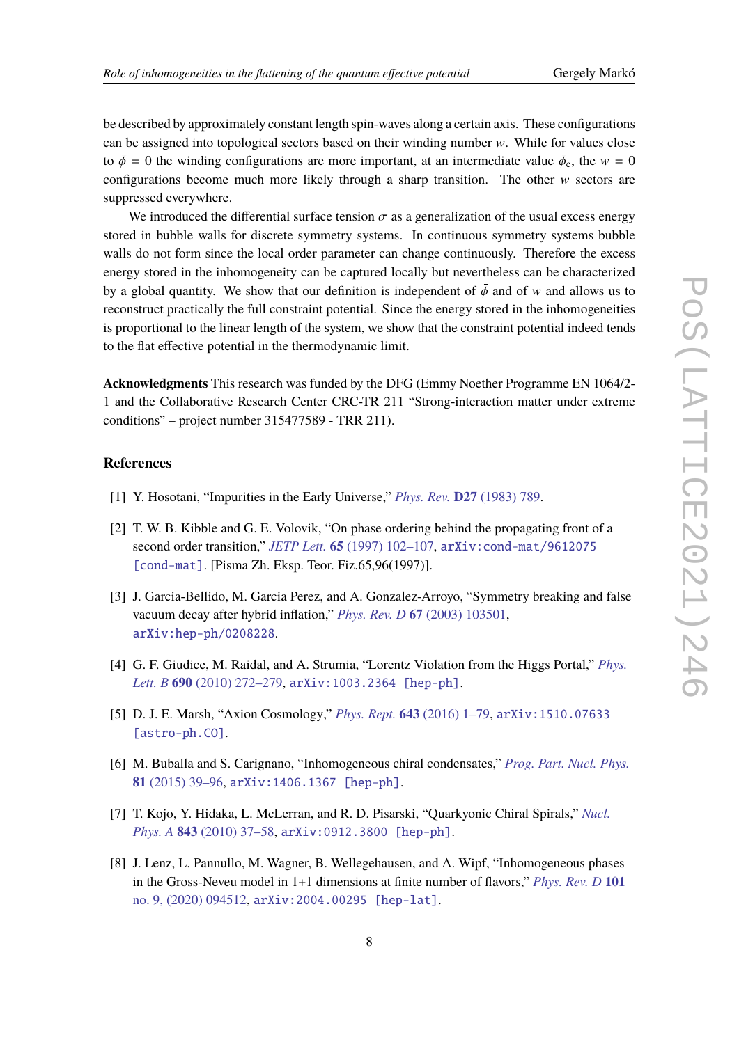be described by approximately constant length spin-waves along a certain axis. These configurations can be assigned into topological sectors based on their winding number $w$. While for values close to $\bar{\phi} = 0$ the winding configurations are more important, at an intermediate value $\bar{\phi}_c$, the $w = 0$ configurations become much more likely through a sharp transition. The other $w$ sectors are suppressed everywhere.

We introduced the differential surface tension $\sigma$ as a generalization of the usual excess energy stored in bubble walls for discrete symmetry systems. In continuous symmetry systems bubble walls do not form since the local order parameter can change continuously. Therefore the excess energy stored in the inhomogeneity can be captured locally but nevertheless can be characterized by a global quantity. We show that our definition is independent of $\bar{\phi}$ and of $w$ and allows us to reconstruct practically the full constraint potential. Since the energy stored in the inhomogeneities is proportional to the linear length of the system, we show that the constraint potential indeed tends to the flat effective potential in the thermodynamic limit.

**Acknowledgments** This research was funded by the DFG (Emmy Noether Programme EN 1064/2-1 and the Collaborative Research Center CRC-TR 211 “Strong-interaction matter under extreme conditions” – project number 315477589 - TRR 211).

## References

[1] Y. Hosotani, “Impurities in the Early Universe,” *Phys. Rev.* **D27** (1983) 789.

[2] T. W. B. Kibble and G. E. Volovik, “On phase ordering behind the propagating front of a second order transition,” *JETP Lett.* **65** (1997) 102–107, `arXiv:cond-mat/9612075 [cond-mat]`. [Pisma Zh. Eksp. Teor. Fiz.65,96(1997)].

[3] J. Garcia-Bellido, M. Garcia Perez, and A. Gonzalez-Arroyo, “Symmetry breaking and false vacuum decay after hybrid inflation,” *Phys. Rev. D* **67** (2003) 103501, `arXiv:hep-ph/0208228`.

[4] G. F. Giudice, M. Raidal, and A. Strumia, “Lorentz Violation from the Higgs Portal,” *Phys. Lett. B* **690** (2010) 272–279, `arXiv:1003.2364 [hep-ph]`.

[5] D. J. E. Marsh, “Axion Cosmology,” *Phys. Rept.* **643** (2016) 1–79, `arXiv:1510.07633 [astro-ph.CO]`.

[6] M. Buballa and S. Carignano, “Inhomogeneous chiral condensates,” *Prog. Part. Nucl. Phys.* **81** (2015) 39–96, `arXiv:1406.1367 [hep-ph]`.

[7] T. Kojo, Y. Hidaka, L. McLerran, and R. D. Pisarski, “Quarkyonic Chiral Spirals,” *Nucl. Phys. A* **843** (2010) 37–58, `arXiv:0912.3800 [hep-ph]`.

[8] J. Lenz, L. Pannullo, M. Wagner, B. Wellegehausen, and A. Wipf, “Inhomogeneous phases in the Gross-Neveu model in 1+1 dimensions at finite number of flavors,” *Phys. Rev. D* **101** no. 9, (2020) 094512, `arXiv:2004.00295 [hep-lat]`.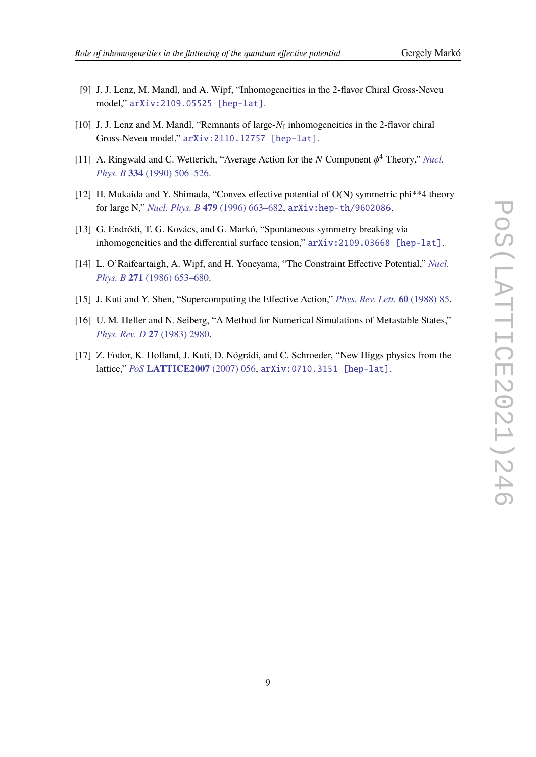[9] J. J. Lenz, M. Mandl, and A. Wipf, "Inhomogeneities in the 2-flavor Chiral Gross-Neveu model," arXiv:2109.05525 [hep-lat].

[10] J. J. Lenz and M. Mandl, "Remnants of large-$N_f$ inhomogeneities in the 2-flavor chiral Gross-Neveu model," arXiv:2110.12757 [hep-lat].

[11] A. Ringwald and C. Wetterich, "Average Action for the $N$ Component $\phi^4$ Theory," *Nucl. Phys. B* **334** (1990) 506–526.

[12] H. Mukaida and Y. Shimada, "Convex effective potential of O(N) symmetric phi**4 theory for large N," *Nucl. Phys. B* **479** (1996) 663–682, arXiv:hep-th/9602086.

[13] G. Endrődi, T. G. Kovács, and G. Markó, "Spontaneous symmetry breaking via inhomogeneities and the differential surface tension," arXiv:2109.03668 [hep-lat].

[14] L. O'Raifeartaigh, A. Wipf, and H. Yoneyama, "The Constraint Effective Potential," *Nucl. Phys. B* **271** (1986) 653–680.

[15] J. Kuti and Y. Shen, "Supercomputing the Effective Action," *Phys. Rev. Lett.* **60** (1988) 85.

[16] U. M. Heller and N. Seiberg, "A Method for Numerical Simulations of Metastable States," *Phys. Rev. D* **27** (1983) 2980.

[17] Z. Fodor, K. Holland, J. Kuti, D. Nógrádi, and C. Schroeder, "New Higgs physics from the lattice," *PoS* **LATTICE2007** (2007) 056, arXiv:0710.3151 [hep-lat].